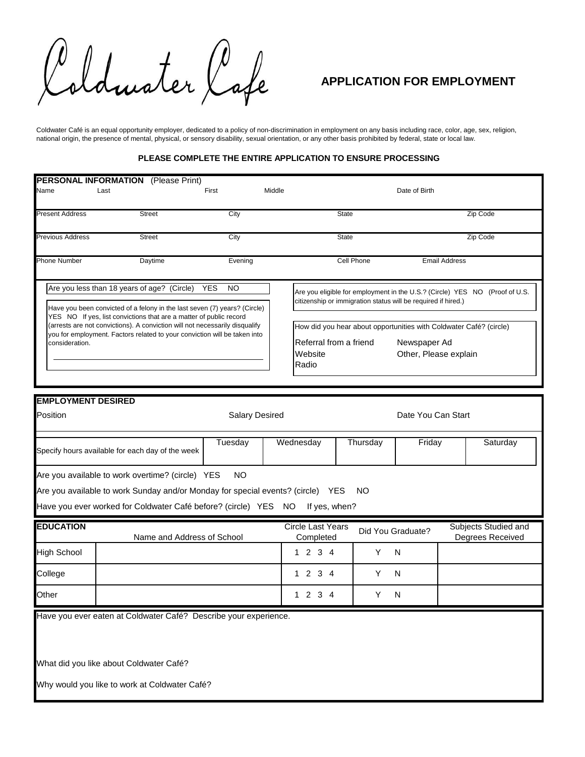# Coldwater Cafe

## APPLICATION FOR EMPLOYMENT

Coldwater Café is an equal opportunity employer, dedicated to a policy of non-discrimination in employment on any basis including race, color, age, sex, religion, national origin, the presence of mental, physical, or sensory disability, sexual orientation, or any other basis prohibited by federal, state or local law.

**PLEASE COMPLETE THE ENTIRE APPLICATION TO ENSURE PROCESSING**

### PERSONAL INFORMATION (Please Print)

| Name | Last | First | Middle | | Date of Birth |
|---|---|---|---|---|---|
| Present Address | Street | City | State | | Zip Code |
| Previous Address | Street | City | State | | Zip Code |
| Phone Number | Daytime | Evening | Cell Phone | Email Address | |

Are you less than 18 years of age? (Circle) YES NO

Have you been convicted of a felony in the last seven (7) years? (Circle) YES NO If yes, list convictions that are a matter of public record (arrests are not convictions). A conviction will not necessarily disqualify you for employment. Factors related to your conviction will be taken into consideration.

\_\_\_\_\_\_\_\_\_\_\_\_\_\_\_\_\_\_\_\_\_\_\_\_\_\_\_\_\_\_\_\_\_\_\_\_\_\_\_\_\_\_\_\_

Are you eligible for employment in the U.S.? (Circle) YES NO (Proof of U.S. citizenship or immigration status will be required if hired.)

How did you hear about opportunities with Coldwater Café? (circle)

Referral from a friend    Newspaper Ad
Website    Other, Please explain
Radio

### EMPLOYMENT DESIRED

| Position | Salary Desired | Date You Can Start |
|---|---|---|
| | | |

| Specify hours available for each day of the week | Tuesday | Wednesday | Thursday | Friday | Saturday |
|---|---|---|---|---|---|
| | | | | | |

Are you available to work overtime? (circle) YES NO

Are you available to work Sunday and/or Monday for special events? (circle) YES NO

Have you ever worked for Coldwater Café before? (circle) YES NO If yes, when?

### EDUCATION

| | Name and Address of School | Circle Last Years Completed | Did You Graduate? | Subjects Studied and Degrees Received |
|---|---|---|---|---|
| High School | | 1 2 3 4 | Y N | |
| College | | 1 2 3 4 | Y N | |
| Other | | 1 2 3 4 | Y N | |

Have you ever eaten at Coldwater Café? Describe your experience.

What did you like about Coldwater Café?

Why would you like to work at Coldwater Café?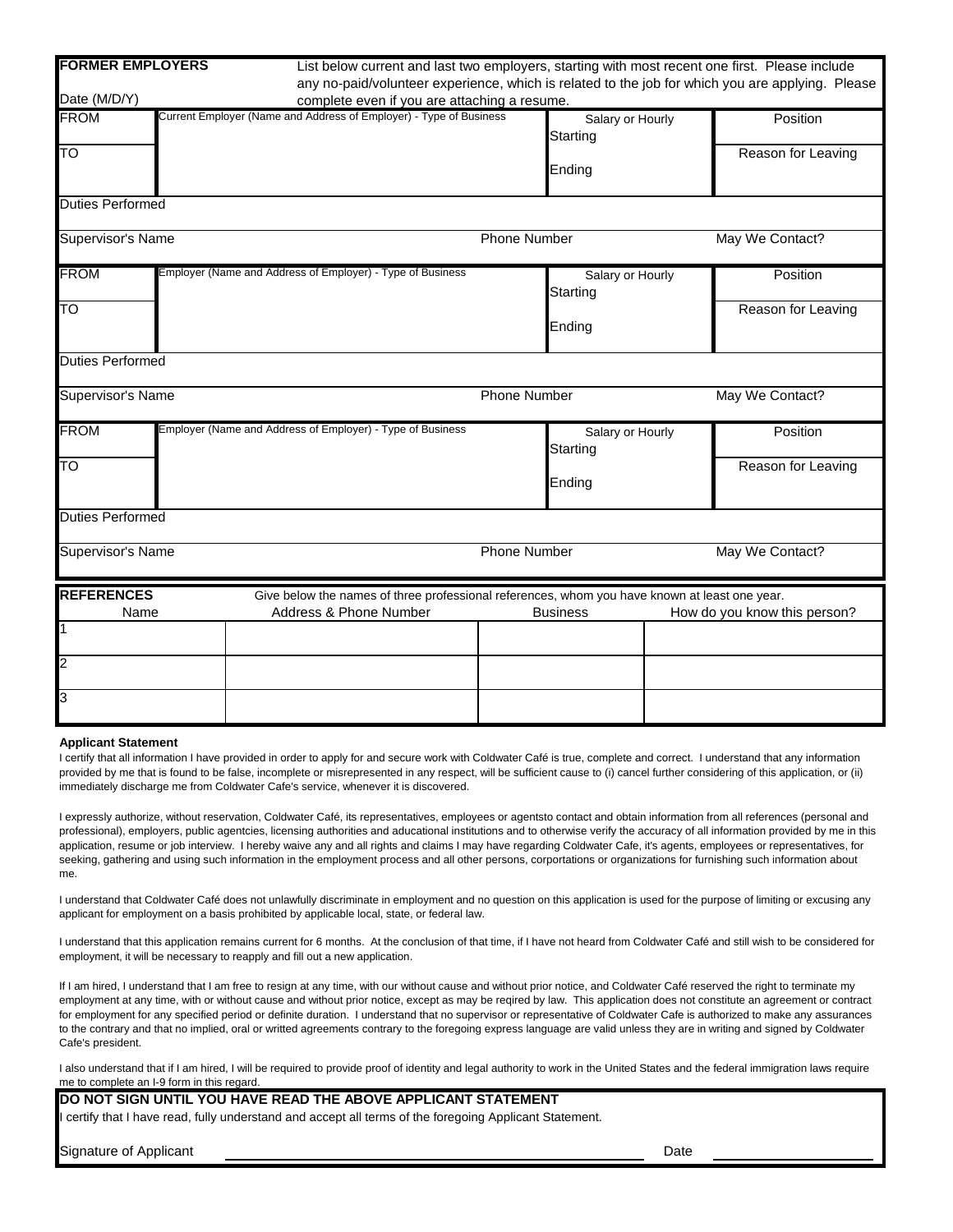**FORMER EMPLOYERS**

List below current and last two employers, starting with most recent one first. Please include any no-paid/volunteer experience, which is related to the job for which you are applying. Please complete even if you are attaching a resume.

Date (M/D/Y)

| | | | |
|---|---|---|---|
| FROM | Current Employer (Name and Address of Employer) - Type of Business | Salary or Hourly<br>Starting | Position |
| TO | | Ending | Reason for Leaving |
| Duties Performed | | | |
| Supervisor's Name | | Phone Number | May We Contact? |

| | | | |
|---|---|---|---|
| FROM | Employer (Name and Address of Employer) - Type of Business | Salary or Hourly<br>Starting | Position |
| TO | | Ending | Reason for Leaving |
| Duties Performed | | | |
| Supervisor's Name | | Phone Number | May We Contact? |

| | | | |
|---|---|---|---|
| FROM | Employer (Name and Address of Employer) - Type of Business | Salary or Hourly<br>Starting | Position |
| TO | | Ending | Reason for Leaving |
| Duties Performed | | | |
| Supervisor's Name | | Phone Number | May We Contact? |

**REFERENCES**

Give below the names of three professional references, whom you have known at least one year.

| Name | Address & Phone Number | Business | How do you know this person? |
|---|---|---|---|
| 1 | | | |
| 2 | | | |
| 3 | | | |

**Applicant Statement**

I certify that all information I have provided in order to apply for and secure work with Coldwater Café is true, complete and correct. I understand that any information provided by me that is found to be false, incomplete or misrepresented in any respect, will be sufficient cause to (i) cancel further considering of this application, or (ii) immediately discharge me from Coldwater Cafe's service, whenever it is discovered.

I expressly authorize, without reservation, Coldwater Café, its representatives, employees or agentsto contact and obtain information from all references (personal and professional), employers, public agentcies, licensing authorities and aducational institutions and to otherwise verify the accuracy of all information provided by me in this application, resume or job interview. I hereby waive any and all rights and claims I may have regarding Coldwater Cafe, it's agents, employees or representatives, for seeking, gathering and using such information in the employment process and all other persons, cortportations or organizations for furnishing such information about me.

I understand that Coldwater Café does not unlawfully discriminate in employment and no question on this application is used for the purpose of limiting or excusing any applicant for employment on a basis prohibited by applicable local, state, or federal law.

I understand that this application remains current for 6 months. At the conclusion of that time, if I have not heard from Coldwater Café and still wish to be considered for employment, it will be necessary to reapply and fill out a new application.

If I am hired, I understand that I am free to resign at any time, with our without cause and without prior notice, and Coldwater Café reserved the right to terminate my employment at any time, with or without cause and without prior notice, except as may be reqired by law. This application does not constitute an agreement or contract for employment for any specified period or definite duration. I understand that no supervisor or representative of Coldwater Cafe is authorized to make any assurances to the contrary and that no implied, oral or writted agreements contrary to the foregoing express language are valid unless they are in writing and signed by Coldwater Cafe's president.

I also understand that if I am hired, I will be required to provide proof of identity and legal authority to work in the United States and the federal immigration laws require me to complete an I-9 form in this regard.

**DO NOT SIGN UNTIL YOU HAVE READ THE ABOVE APPLICANT STATEMENT**

I certify that I have read, fully understand and accept all terms of the foregoing Applicant Statement.

Signature of Applicant ______________________________ Date ______________